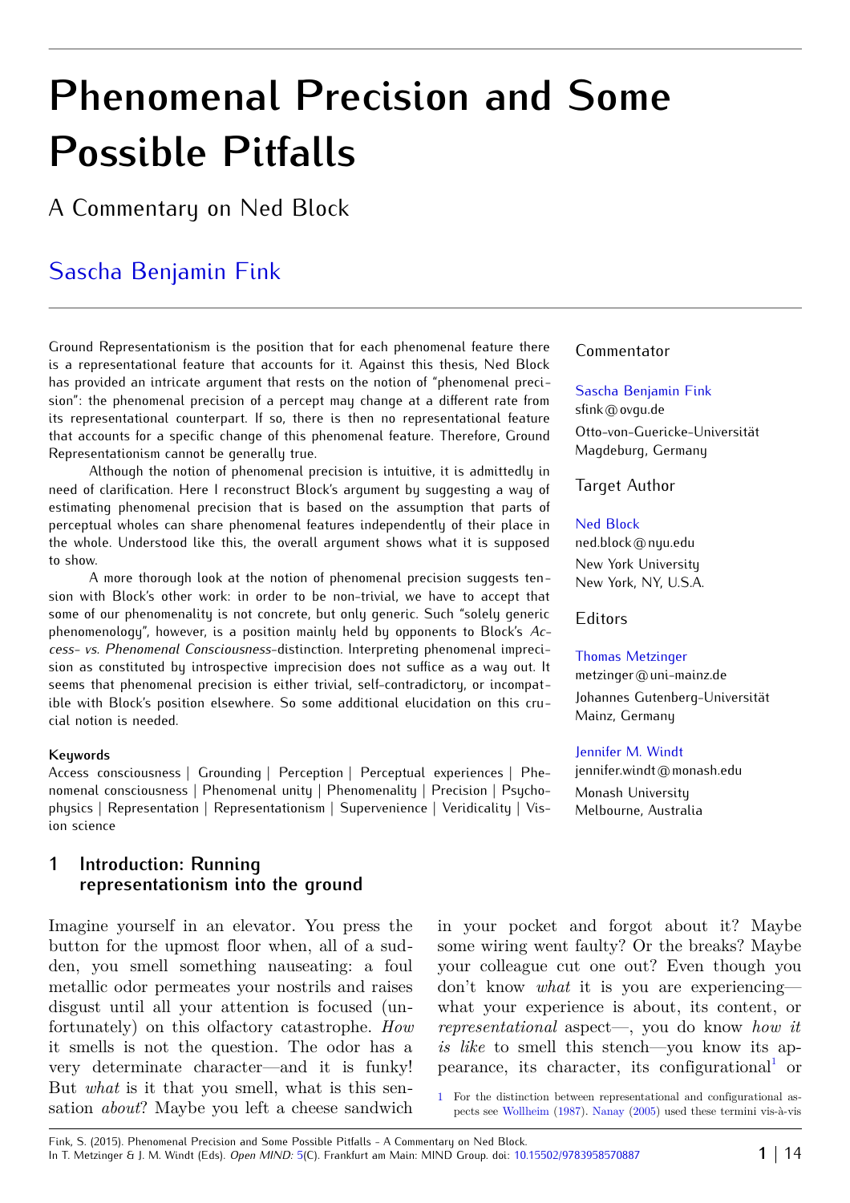# Phenomenal Precision and Some Possible Pitfalls

## A Commentary on Ned Block

### Sascha Benjamin Fink

Ground Representationism is the position that for each phenomenal feature there is a representational feature that accounts for it. Against this thesis, Ned Block has provided an intricate argument that rests on the notion of "phenomenal precision": the phenomenal precision of a percept may change at a different rate from its representational counterpart. If so, there is then no representational feature that accounts for a specific change of this phenomenal feature. Therefore, Ground Representationism cannot be generally true.

Although the notion of phenomenal precision is intuitive, it is admittedly in need of clarification. Here I reconstruct Block's argument by suggesting a way of estimating phenomenal precision that is based on the assumption that parts of perceptual wholes can share phenomenal features independently of their place in the whole. Understood like this, the overall argument shows what it is supposed to show.

A more thorough look at the notion of phenomenal precision suggests tension with Block's other work: in order to be non-trivial, we have to accept that some of our phenomenality is not concrete, but only generic. Such "solely generic phenomenology", however, is a position mainly held by opponents to Block's *Access- vs. Phenomenal Consciousness*-distinction. Interpreting phenomenal imprecision as constituted by introspective imprecision does not suffice as a way out. It seems that phenomenal precision is either trivial, self-contradictory, or incompatible with Block's position elsewhere. So some additional elucidation on this crucial notion is needed.

**Keywords**

Access consciousness | Grounding | Perception | Perceptual experiences | Phenomenal consciousness | Phenomenal unity | Phenomenality | Precision | Psychophysics | Representation | Representationism | Supervenience | Veridicality | Vision science

**Commentator**

Sascha Benjamin Fink
sfink@ovgu.de
Otto-von-Guericke-Universität
Magdeburg, Germany

**Target Author**

Ned Block
ned.block@nyu.edu
New York University
New York, NY, U.S.A.

**Editors**

Thomas Metzinger
metzinger@uni-mainz.de
Johannes Gutenberg-Universität
Mainz, Germany

Jennifer M. Windt
jennifer.windt@monash.edu
Monash University
Melbourne, Australia

## 1 Introduction: Running representationism into the ground

Imagine yourself in an elevator. You press the button for the upmost floor when, all of a sudden, you smell something nauseating: a foul metallic odor permeates your nostrils and raises disgust until all your attention is focused (unfortunately) on this olfactory catastrophe. *How* it smells is not the question. The odor has a very determinate character—and it is funky! But *what* is it that you smell, what is this sensation *about*? Maybe you left a cheese sandwich in your pocket and forgot about it? Maybe some wiring went faulty? Or the breaks? Maybe your colleague cut one out? Even though you don't know *what* it is you are experiencing—what your experience is about, its content, or *representational* aspect—, you do know *how it is like* to smell this stench—you know its appearance, its character, its configurational[1] or

[1] For the distinction between representational and configurational aspects see Wollheim (1987). Nanay (2005) used these termini vis-à-vis

Fink, S. (2015). Phenomenal Precision and Some Possible Pitfalls - A Commentary on Ned Block.
In T. Metzinger & J. M. Windt (Eds). *Open MIND:* 5(C). Frankfurt am Main: MIND Group. doi: 10.15502/9783958570887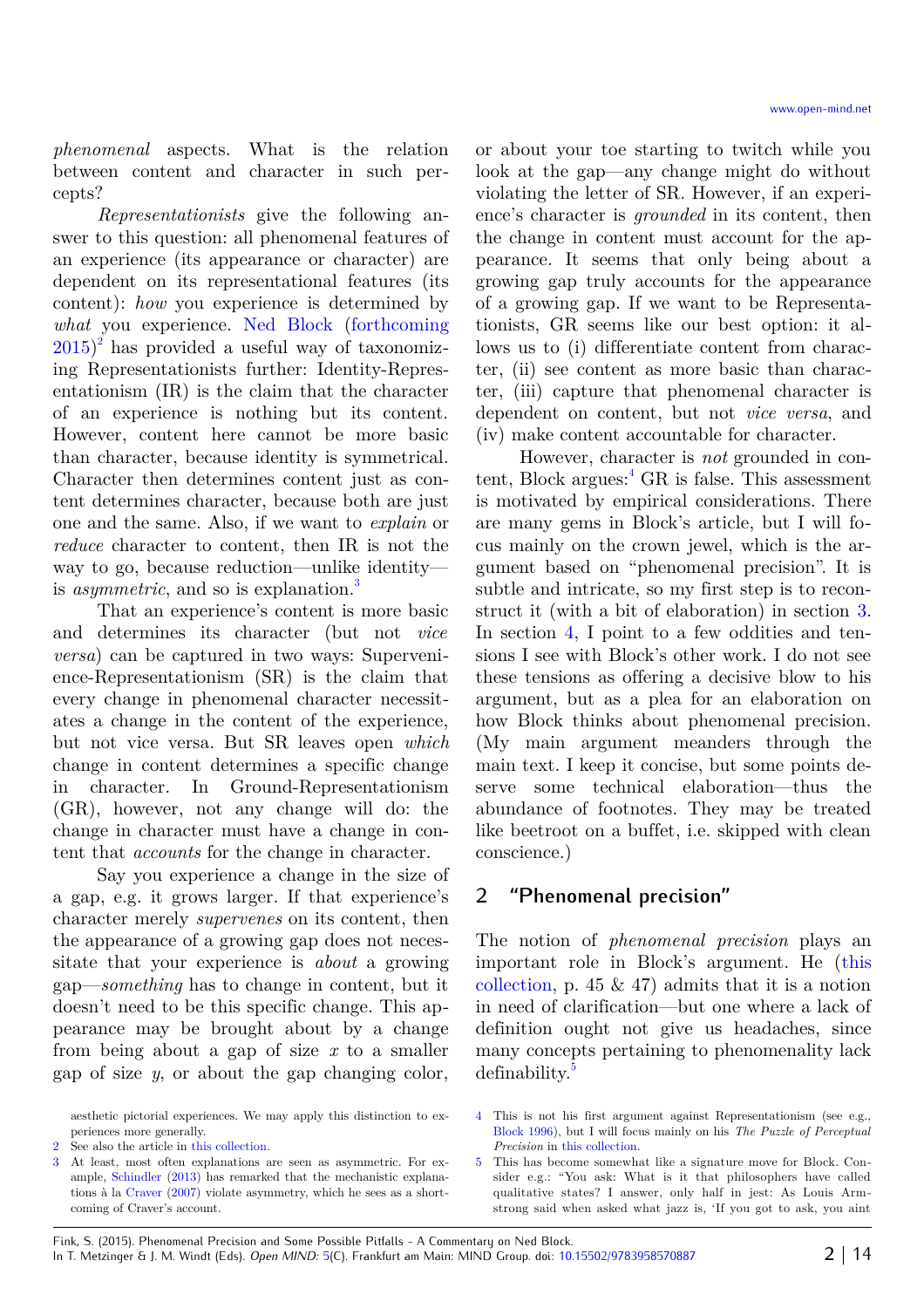*phenomenal* aspects. What is the relation between content and character in such percepts?

*Representationists* give the following answer to this question: all phenomenal features of an experience (its appearance or character) are dependent on its representational features (its content): *how* you experience is determined by *what* you experience. Ned Block (forthcoming 2015)[2] has provided a useful way of taxonomizing Representationists further: Identity-Representationism (IR) is the claim that the character of an experience is nothing but its content. However, content here cannot be more basic than character, because identity is symmetrical. Character then determines content just as content determines character, because both are just one and the same. Also, if we want to *explain* or *reduce* character to content, then IR is not the way to go, because reduction—unlike identity—is *asymmetric*, and so is explanation.[3]

That an experience's content is more basic and determines its character (but not *vice versa*) can be captured in two ways: Supervenience-Representationism (SR) is the claim that every change in phenomenal character necessitates a change in the content of the experience, but not vice versa. But SR leaves open *which* change in content determines a specific change in character. In Ground-Representationism (GR), however, not any change will do: the change in character must have a change in content that *accounts* for the change in character.

Say you experience a change in the size of a gap, e.g. it grows larger. If that experience's character merely *supervenes* on its content, then the appearance of a growing gap does not necessitate that your experience is *about* a growing gap—*something* has to change in content, but it doesn't need to be this specific change. This appearance may be brought about by a change from being about a gap of size $x$ to a smaller gap of size $y$, or about the gap changing color, or about your toe starting to twitch while you look at the gap—any change might do without violating the letter of SR. However, if an experience's character is *grounded* in its content, then the change in content must account for the appearance. It seems that only being about a growing gap truly accounts for the appearance of a growing gap. If we want to be Representationists, GR seems like our best option: it allows us to (i) differentiate content from character, (ii) see content as more basic than character, (iii) capture that phenomenal character is dependent on content, but not *vice versa*, and (iv) make content accountable for character.

However, character is *not* grounded in content, Block argues:[4] GR is false. This assessment is motivated by empirical considerations. There are many gems in Block's article, but I will focus mainly on the crown jewel, which is the argument based on "phenomenal precision". It is subtle and intricate, so my first step is to reconstruct it (with a bit of elaboration) in section 3. In section 4, I point to a few oddities and tensions I see with Block's other work. I do not see these tensions as offering a decisive blow to his argument, but as a plea for an elaboration on how Block thinks about phenomenal precision. (My main argument meanders through the main text. I keep it concise, but some points deserve some technical elaboration—thus the abundance of footnotes. They may be treated like beetroot on a buffet, i.e. skipped with clean conscience.)

## 2 "Phenomenal precision"

The notion of *phenomenal precision* plays an important role in Block's argument. He (this collection, p. 45 & 47) admits that it is a notion in need of clarification—but one where a lack of definition ought not give us headaches, since many concepts pertaining to phenomenality lack definability.[5]

aesthetic pictorial experiences. We may apply this distinction to experiences more generally.

2 See also the article in this collection.

3 At least, most often explanations are seen as asymmetric. For example, Schindler (2013) has remarked that the mechanistic explanations à la Craver (2007) violate asymmetry, which he sees as a shortcoming of Craver's account.

4 This is not his first argument against Representationism (see e.g., Block 1996), but I will focus mainly on his *The Puzzle of Perceptual Precision* in this collection.

5 This has become somewhat like a signature move for Block. Consider e.g.: "You ask: What is it that philosophers have called qualitative states? I answer, only half in jest: As Louis Armstrong said when asked what jazz is, 'If you got to ask, you aint

Fink, S. (2015). Phenomenal Precision and Some Possible Pitfalls - A Commentary on Ned Block.
In T. Metzinger & J. M. Windt (Eds). *Open MIND:* 5(C). Frankfurt am Main: MIND Group. doi: 10.15502/9783958570887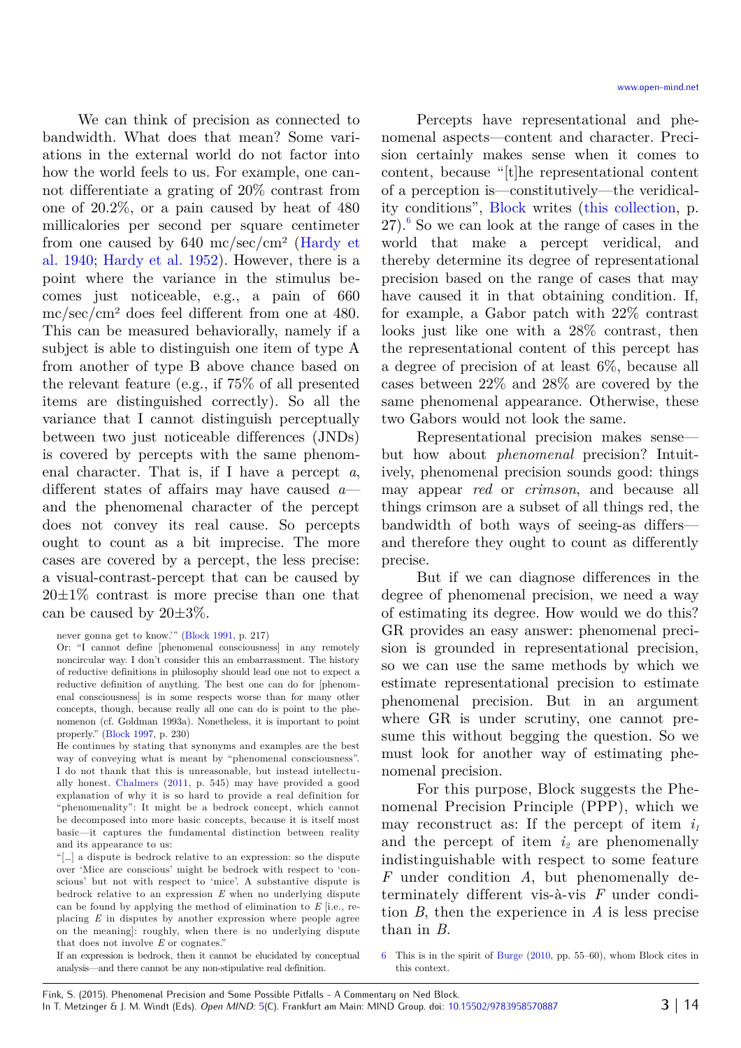We can think of precision as connected to bandwidth. What does that mean? Some variations in the external world do not factor into how the world feels to us. For example, one cannot differentiate a grating of 20% contrast from one of 20.2%, or a pain caused by heat of 480 millicalories per second per square centimeter from one caused by 640 mc/sec/cm² (Hardy et al. 1940; Hardy et al. 1952). However, there is a point where the variance in the stimulus becomes just noticeable, e.g., a pain of 660 mc/sec/cm² does feel different from one at 480. This can be measured behaviorally, namely if a subject is able to distinguish one item of type A from another of type B above chance based on the relevant feature (e.g., if 75% of all presented items are distinguished correctly). So all the variance that I cannot distinguish perceptually between two just noticeable differences (JNDs) is covered by percepts with the same phenomenal character. That is, if I have a percept *a*, different states of affairs may have caused *a*—and the phenomenal character of the percept does not convey its real cause. So percepts ought to count as a bit imprecise. The more cases are covered by a percept, the less precise: a visual-contrast-percept that can be caused by 20±1% contrast is more precise than one that can be caused by 20±3%.

Percepts have representational and phenomenal aspects—content and character. Precision certainly makes sense when it comes to content, because "[t]he representational content of a perception is—constitutively—the veridicality conditions", Block writes (this collection, p. 27).[6] So we can look at the range of cases in the world that make a percept veridical, and thereby determine its degree of representational precision based on the range of cases that may have caused it in that obtaining condition. If, for example, a Gabor patch with 22% contrast looks just like one with a 28% contrast, then the representational content of this percept has a degree of precision of at least 6%, because all cases between 22% and 28% are covered by the same phenomenal appearance. Otherwise, these two Gabors would not look the same.

Representational precision makes sense—but how about *phenomenal* precision? Intuitively, phenomenal precision sounds good: things may appear *red* or *crimson*, and because all things crimson are a subset of all things red, the bandwidth of both ways of seeing-as differs—and therefore they ought to count as differently precise.

But if we can diagnose differences in the degree of phenomenal precision, we need a way of estimating its degree. How would we do this? GR provides an easy answer: phenomenal precision is grounded in representational precision, so we can use the same methods by which we estimate representational precision to estimate phenomenal precision. But in an argument where GR is under scrutiny, one cannot presume this without begging the question. So we must look for another way of estimating phenomenal precision.

For this purpose, Block suggests the Phenomenal Precision Principle (PPP), which we may reconstruct as: If the percept of item $i_1$ and the percept of item $i_2$ are phenomenally indistinguishable with respect to some feature $F$ under condition $A$, but phenomenally determinately different vis-à-vis $F$ under condition $B$, then the experience in $A$ is less precise than in $B$.

never gonna get to know.'" (Block 1991, p. 217)

Or: "I cannot define [phenomenal consciousness] in any remotely noncircular way. I don't consider this an embarrassment. The history of reductive definitions in philosophy should lead one not to expect a reductive definition of anything. The best one can do for [phenomenal consciousness] is in some respects worse than for many other concepts, though, because really all one can do is point to the phenomenon (cf. Goldman 1993a). Nonetheless, it is important to point properly." (Block 1997, p. 230)

He continues by stating that synonyms and examples are the best way of conveying what is meant by "phenomenal consciousness". I do not thank that this is unreasonable, but instead intellectually honest. Chalmers (2011, p. 545) may have provided a good explanation of why it is so hard to provide a real definition for "phenomenality": It might be a bedrock concept, which cannot be decomposed into more basic concepts, because it is itself most basic—it captures the fundamental distinction between reality and its appearance to us:

"[...] a dispute is bedrock relative to an expression: so the dispute over 'Mice are conscious' might be bedrock with respect to 'conscious' but not with respect to 'mice'. A substantive dispute is bedrock relative to an expression $E$ when no underlying dispute can be found by applying the method of elimination to $E$ [i.e., replacing $E$ in disputes by another expression where people agree on the meaning]: roughly, when there is no underlying dispute that does not involve $E$ or cognates."

If an expression is bedrock, then it cannot be elucidated by conceptual analysis—and there cannot be any non-stipulative real definition.

[6] This is in the spirit of Burge (2010, pp. 55–60), whom Block cites in this context.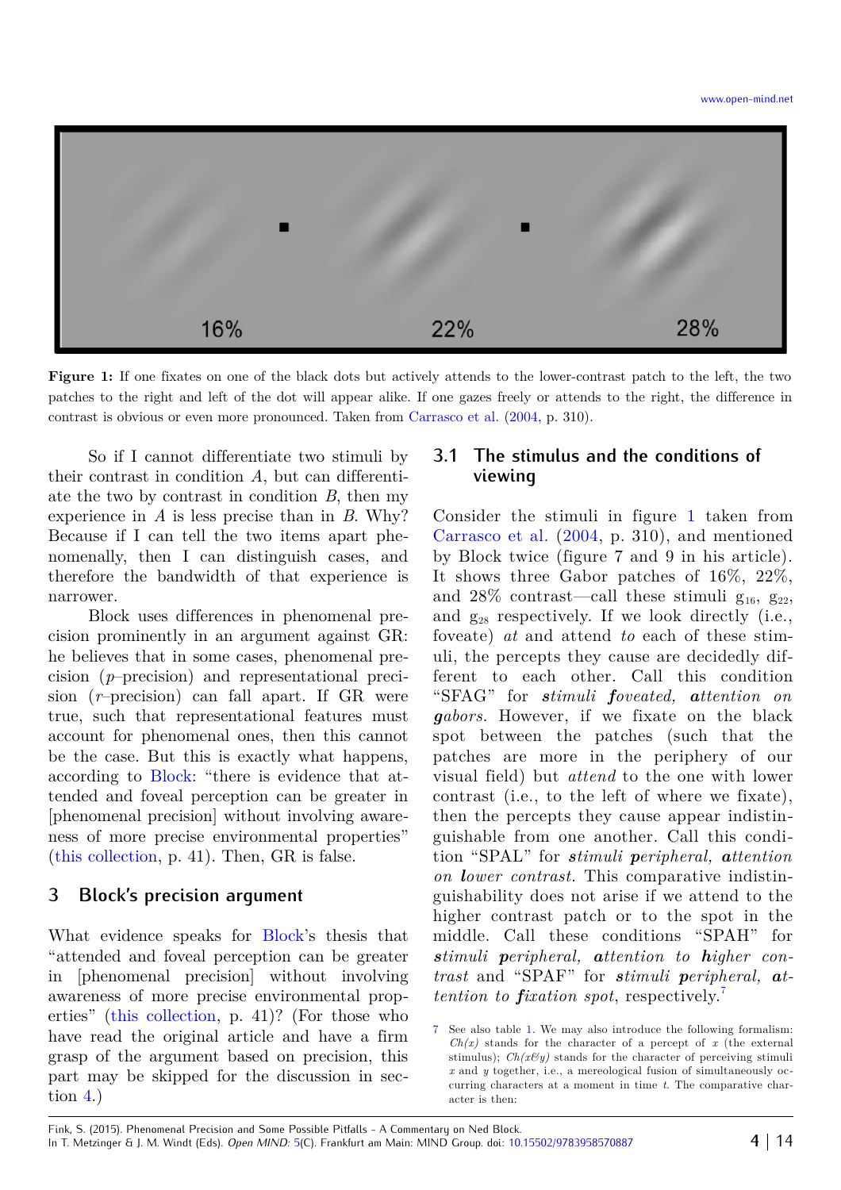16%

22%

28%

**Figure 1:** If one fixates on one of the black dots but actively attends to the lower-contrast patch to the left, the two patches to the right and left of the dot will appear alike. If one gazes freely or attends to the right, the difference in contrast is obvious or even more pronounced. Taken from Carrasco et al. (2004, p. 310).

So if I cannot differentiate two stimuli by their contrast in condition *A*, but can differentiate the two by contrast in condition *B*, then my experience in *A* is less precise than in *B*. Why? Because if I can tell the two items apart phenomenally, then I can distinguish cases, and therefore the bandwidth of that experience is narrower.

Block uses differences in phenomenal precision prominently in an argument against GR: he believes that in some cases, phenomenal precision (*p*–precision) and representational precision (*r*–precision) can fall apart. If GR were true, such that representational features must account for phenomenal ones, then this cannot be the case. But this is exactly what happens, according to Block: "there is evidence that attended and foveal perception can be greater in [phenomenal precision] without involving awareness of more precise environmental properties" (this collection, p. 41). Then, GR is false.

## 3 Block's precision argument

What evidence speaks for Block's thesis that "attended and foveal perception can be greater in [phenomenal precision] without involving awareness of more precise environmental properties" (this collection, p. 41)? (For those who have read the original article and have a firm grasp of the argument based on precision, this part may be skipped for the discussion in section 4.)

### 3.1 The stimulus and the conditions of viewing

Consider the stimuli in figure 1 taken from Carrasco et al. (2004, p. 310), and mentioned by Block twice (figure 7 and 9 in his article). It shows three Gabor patches of 16%, 22%, and 28% contrast—call these stimuli $g_{16}$, $g_{22}$, and $g_{28}$ respectively. If we look directly (i.e., foveate) *at* and attend *to* each of these stimuli, the percepts they cause are decidedly different to each other. Call this condition "SFAG" for ***s****timuli* ***f****oveated,* ***a****ttention on* ***g****abors*. However, if we fixate on the black spot between the patches (such that the patches are more in the periphery of our visual field) but *attend* to the one with lower contrast (i.e., to the left of where we fixate), then the percepts they cause appear indistinguishable from one another. Call this condition "SPAL" for ***s****timuli* ***p****eripheral,* ***a****ttention on* ***l****ower contrast*. This comparative indistinguishability does not arise if we attend to the higher contrast patch or to the spot in the middle. Call these conditions "SPAH" for ***s****timuli* ***p****eripheral,* ***a****ttention to* ***h****igher contrast* and "SPAF" for ***s****timuli* ***p****eripheral,* ***a****ttention to* ***f****ixation spot*, respectively.[7]

[7] See also table 1. We may also introduce the following formalism: *Ch(x)* stands for the character of a percept of *x* (the external stimulus); *Ch(x&y)* stands for the character of perceiving stimuli *x* and *y* together, i.e., a mereological fusion of simultaneously occurring characters at a moment in time *t*. The comparative character is then: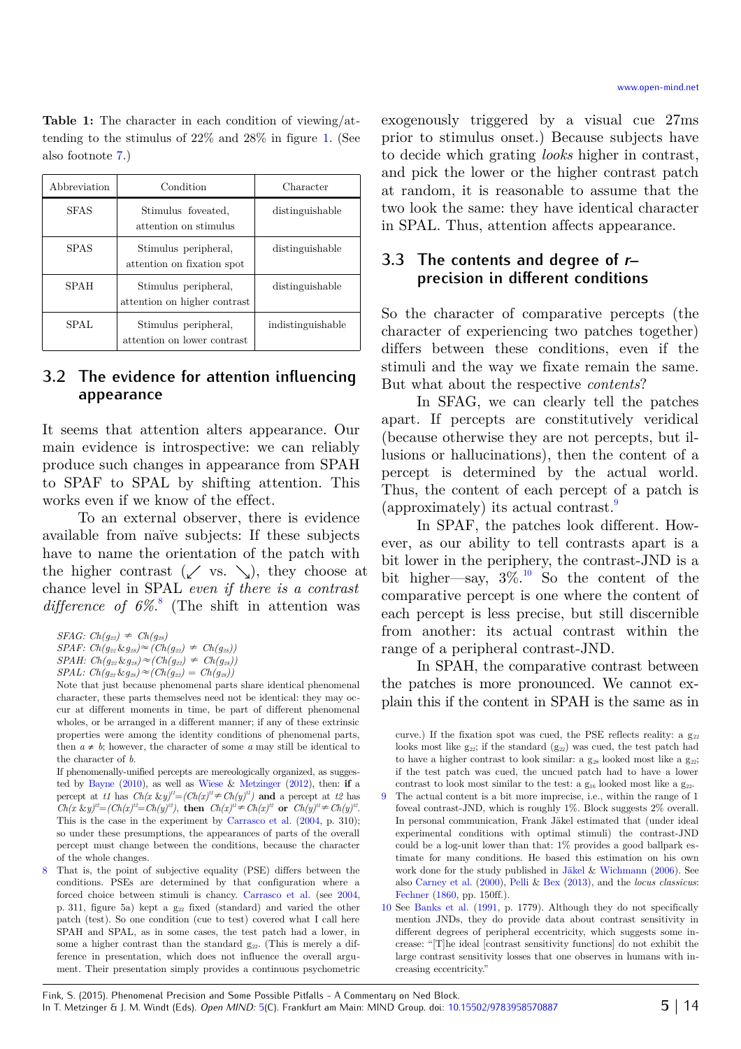**Table 1:** The character in each condition of viewing/attending to the stimulus of 22% and 28% in figure 1. (See also footnote 7.)

| Abbreviation | Condition | Character |
|---|---|---|
| SFAS | Stimulus foveated, attention on stimulus | distinguishable |
| SPAS | Stimulus peripheral, attention on fixation spot | distinguishable |
| SPAH | Stimulus peripheral, attention on higher contrast | distinguishable |
| SPAL | Stimulus peripheral, attention on lower contrast | indistinguishable |

## 3.2 The evidence for attention influencing appearance

It seems that attention alters appearance. Our main evidence is introspective: we can reliably produce such changes in appearance from SPAH to SPAF to SPAL by shifting attention. This works even if we know of the effect.

To an external observer, there is evidence available from naïve subjects: If these subjects have to name the orientation of the patch with the higher contrast (↙ vs. ↘), they choose at chance level in SPAL *even if there is a contrast difference of 6%*.[8] (The shift in attention was exogenously triggered by a visual cue 27ms prior to stimulus onset.) Because subjects have to decide which grating *looks* higher in contrast, and pick the lower or the higher contrast patch at random, it is reasonable to assume that the two look the same: they have identical character in SPAL. Thus, attention affects appearance.

## 3.3 The contents and degree of *r*–precision in different conditions

So the character of comparative percepts (the character of experiencing two patches together) differs between these conditions, even if the stimuli and the way we fixate remain the same. But what about the respective *contents*?

In SFAG, we can clearly tell the patches apart. If percepts are constitutively veridical (because otherwise they are not percepts, but illusions or hallucinations), then the content of a percept is determined by the actual world. Thus, the content of each percept of a patch is (approximately) its actual contrast.[9]

In SPAF, the patches look different. However, as our ability to tell contrasts apart is a bit lower in the periphery, the contrast-JND is a bit higher—say, 3%.[10] So the content of the comparative percept is one where the content of each percept is less precise, but still discernible from another: its actual contrast within the range of a peripheral contrast-JND.

In SPAH, the comparative contrast between the patches is more pronounced. We cannot explain this if the content in SPAH is the same as in

*SFAG:* $Ch(g_{22}) \neq Ch(g_{28})$
*SPAF:* $Ch(g_{22}\&g_{28}) \approx (Ch(g_{22}) \neq Ch(g_{28}))$
*SPAH:* $Ch(g_{22}\&g_{28}) \approx (Ch(g_{22}) \neq Ch(g_{28}))$
*SPAL:* $Ch(g_{22}\&g_{28}) \approx (Ch(g_{22}) = Ch(g_{28}))$

Note that just because phenomenal parts share identical phenomenal character, these parts themselves need not be identical: they may occur at different moments in time, be part of different phenomenal wholes, or be arranged in a different manner; if any of these extrinsic properties were among the identity conditions of phenomenal parts, then $a \neq b$; however, the character of some $a$ may still be identical to the character of $b$.

If phenomenally-unified percepts are mereologically organized, as suggested by Bayne (2010), as well as Wiese & Metzinger (2012), then: **if** a percept at *t1* has $Ch(x \,\&y)^{t1}=(Ch(x)^{t1}\neq Ch(y)^{t1})$ **and** a percept at *t2* has $Ch(x \,\&y)^{t2}=(Ch(x)^{t2}=Ch(y)^{t2})$, **then** $Ch(x)^{t1}\neq Ch(x)^{t2}$ **or** $Ch(y)^{t1}\neq Ch(y)^{t2}$. This is the case in the experiment by Carrasco et al. (2004, p. 310); so under these presumptions, the appearances of parts of the overall percept must change between the conditions, because the character of the whole changes.

8 That is, the point of subjective equality (PSE) differs between the conditions. PSEs are determined by that configuration where a forced choice between stimuli is chancy. Carrasco et al. (see 2004, p. 311, figure 5a) kept a $g_{22}$ fixed (standard) and varied the other patch (test). So one condition (cue to test) covered what I call here SPAH and SPAL, as in some cases, the test patch had a lower, in some a higher contrast than the standard $g_{22}$. (This is merely a difference in presentation, which does not influence the overall argument. Their presentation simply provides a continuous psychometric curve.) If the fixation spot was cued, the PSE reflects reality: a $g_{22}$ looks most like $g_{22}$; if the standard ($g_{22}$) was cued, the test patch had to have a higher contrast to look similar: a $g_{28}$ looked most like a $g_{22}$; if the test patch was cued, the uncued patch had to have a lower contrast to look most similar to the test: a $g_{16}$ looked most like a $g_{22}$.

9 The actual content is a bit more imprecise, i.e., within the range of 1 foveal contrast-JND, which is roughly 1%. Block suggests 2% overall. In personal communication, Frank Jäkel estimated that (under ideal experimental conditions with optimal stimuli) the contrast-JND could be a log-unit lower than that: 1% provides a good ballpark estimate for many conditions. He based this estimation on his own work done for the study published in Jäkel & Wichmann (2006). See also Carney et al. (2000), Pelli & Bex (2013), and the *locus classicus*: Fechner (1860, pp. 150ff.).

10 See Banks et al. (1991, p. 1779). Although they do not specifically mention JNDs, they do provide data about contrast sensitivity in different degrees of peripheral eccentricity, which suggests some increase: "[T]he ideal [contrast sensitivity functions] do not exhibit the large contrast sensitivity losses that one observes in humans with increasing eccentricity."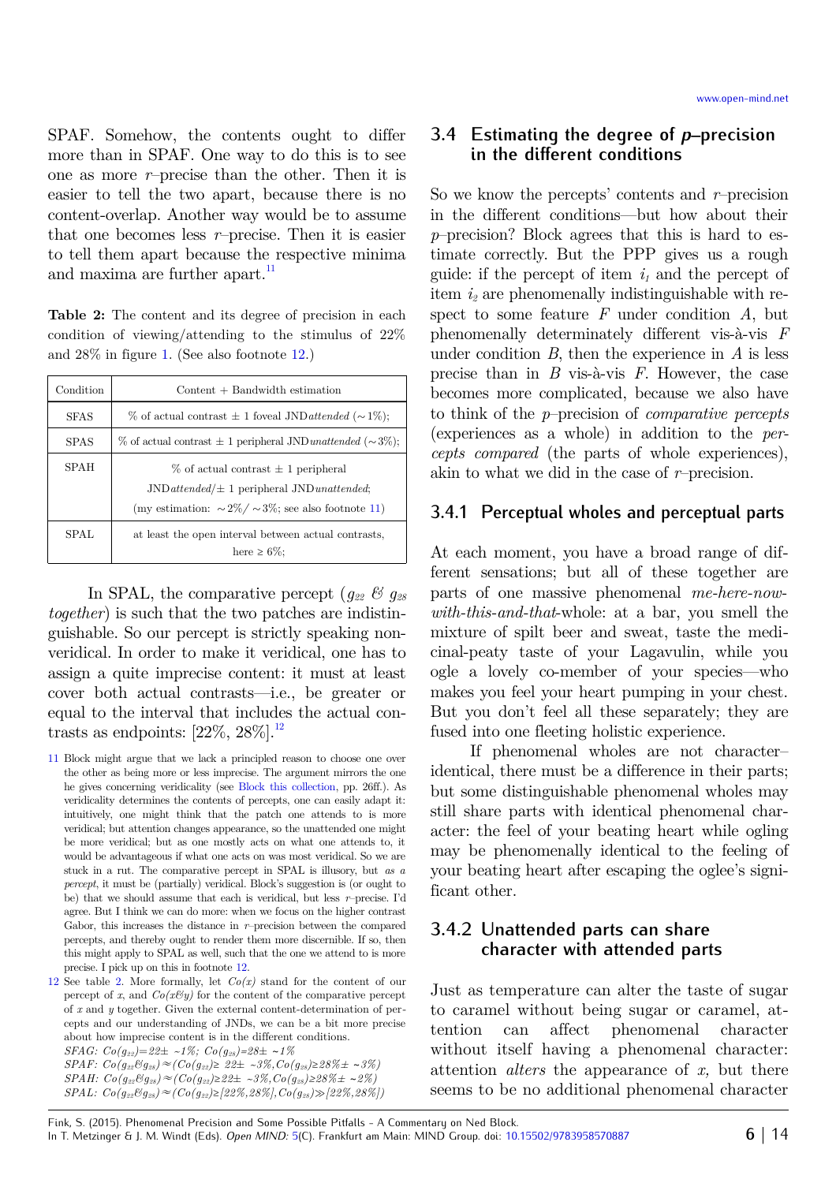SPAF. Somehow, the contents ought to differ more than in SPAF. One way to do this is to see one as more $r$–precise than the other. Then it is easier to tell the two apart, because there is no content-overlap. Another way would be to assume that one becomes less $r$–precise. Then it is easier to tell them apart because the respective minima and maxima are further apart.[11]

**Table 2:** The content and its degree of precision in each condition of viewing/attending to the stimulus of 22% and 28% in figure 1. (See also footnote 12.)

| Condition | Content + Bandwidth estimation |
|---|---|
| SFAS | % of actual contrast ± 1 foveal JND*attended* (∼1%); |
| SPAS | % of actual contrast ± 1 peripheral JND*unattended* (∼3%); |
| SPAH | % of actual contrast ± 1 peripheral JND*attended*/± 1 peripheral JND*unattended*; (my estimation: ∼2%/∼3%; see also footnote 11) |
| SPAL | at least the open interval between actual contrasts, here ≥ 6%; |

In SPAL, the comparative percept ($g_{22}$ *&* $g_{28}$ *together*) is such that the two patches are indistinguishable. So our percept is strictly speaking non-veridical. In order to make it veridical, one has to assign a quite imprecise content: it must at least cover both actual contrasts—i.e., be greater or equal to the interval that includes the actual contrasts as endpoints: [22%, 28%].[12]

11 Block might argue that we lack a principled reason to choose one over the other as being more or less imprecise. The argument mirrors the one he gives concerning veridicality (see Block this collection, pp. 26ff.). As veridicality determines the contents of percepts, one can easily adapt it: intuitively, one might think that the patch one attends to is more veridical; but attention changes appearance, so the unattended one might be more veridical; but as one mostly acts on what one attends to, it would be advantageous if what one acts on was most veridical. So we are stuck in a rut. The comparative percept in SPAL is illusory, but *as a percept*, it must be (partially) veridical. Block's suggestion is (or ought to be) that we should assume that each is veridical, but less $r$–precise. I'd agree. But I think we can do more: when we focus on the higher contrast Gabor, this increases the distance in $r$–precision between the compared percepts, and thereby ought to render them more discernible. If so, then this might apply to SPAL as well, such that the one we attend to is more precise. I pick up on this in footnote 12.

12 See table 2. More formally, let $Co(x)$ stand for the content of our percept of $x$, and $Co(x\&y)$ for the content of the comparative percept of $x$ and $y$ together. Given the external content-determination of percepts and our understanding of JNDs, we can be a bit more precise about how imprecise content is in the different conditions.
SFAG: $Co(g_{22})=22\pm\sim1\%$; $Co(g_{28})=28\pm\sim1\%$
SPAF: $Co(g_{22}\&g_{28})\approx(Co(g_{22})\geq22\pm\sim3\%, Co(g_{28})\geq28\%\pm\sim3\%)$
SPAH: $Co(g_{22}\&g_{28})\approx(Co(g_{22})\geq22\pm\sim3\%, Co(g_{28})\geq28\%\pm\sim2\%)$
SPAL: $Co(g_{22}\&g_{28})\approx(Co(g_{22})\geq[22\%,28\%], Co(g_{28})\gg[22\%,28\%])$

## 3.4 Estimating the degree of *p*–precision in the different conditions

So we know the percepts' contents and $r$–precision in the different conditions—but how about their $p$–precision? Block agrees that this is hard to estimate correctly. But the PPP gives us a rough guide: if the percept of item $i_1$ and the percept of item $i_2$ are phenomenally indistinguishable with respect to some feature $F$ under condition $A$, but phenomenally determinately different vis-à-vis $F$ under condition $B$, then the experience in $A$ is less precise than in $B$ vis-à-vis $F$. However, the case becomes more complicated, because we also have to think of the $p$–precision of *comparative percepts* (experiences as a whole) in addition to the *percepts compared* (the parts of whole experiences), akin to what we did in the case of $r$–precision.

### 3.4.1 Perceptual wholes and perceptual parts

At each moment, you have a broad range of different sensations; but all of these together are parts of one massive phenomenal *me-here-now-with-this-and-that*-whole: at a bar, you smell the mixture of spilt beer and sweat, taste the medicinal-peaty taste of your Lagavulin, while you ogle a lovely co-member of your species—who makes you feel your heart pumping in your chest. But you don't feel all these separately; they are fused into one fleeting holistic experience.

If phenomenal wholes are not character–identical, there must be a difference in their parts; but some distinguishable phenomenal wholes may still share parts with identical phenomenal character: the feel of your beating heart while ogling may be phenomenally identical to the feeling of your beating heart after escaping the oglee's significant other.

### 3.4.2 Unattended parts can share character with attended parts

Just as temperature can alter the taste of sugar to caramel without being sugar or caramel, attention can affect phenomenal character without itself having a phenomenal character: attention *alters* the appearance of $x$, but there seems to be no additional phenomenal character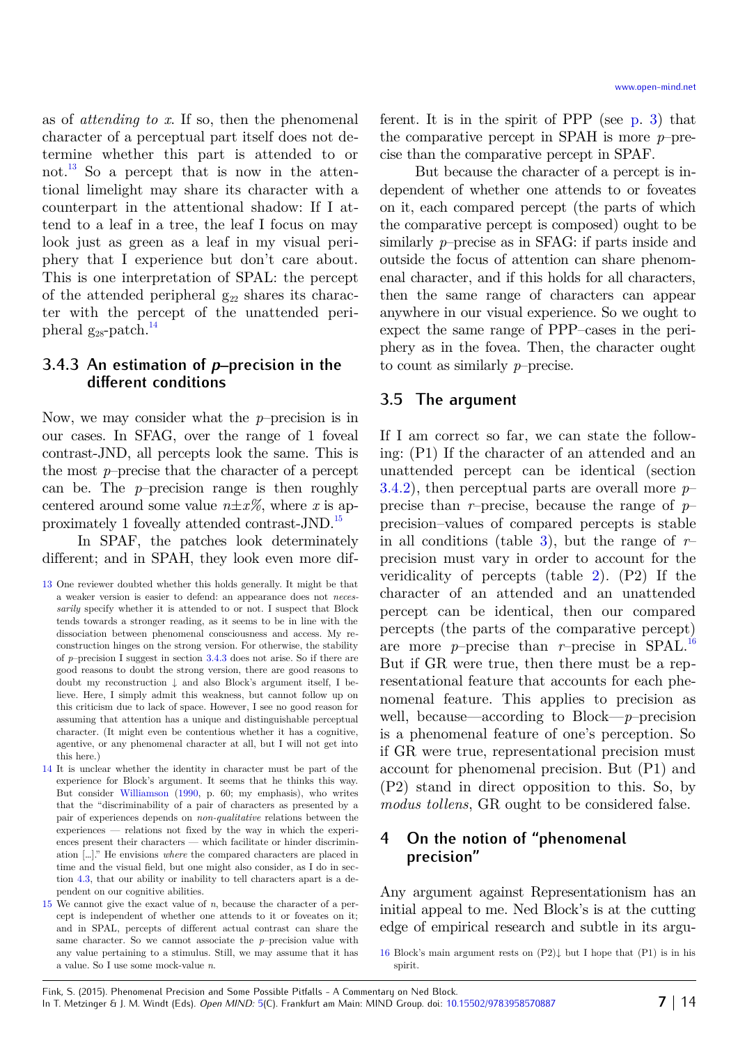as of *attending to x*. If so, then the phenomenal character of a perceptual part itself does not determine whether this part is attended to or not.[13] So a percept that is now in the attentional limelight may share its character with a counterpart in the attentional shadow: If I attend to a leaf in a tree, the leaf I focus on may look just as green as a leaf in my visual periphery that I experience but don't care about. This is one interpretation of SPAL: the percept of the attended peripheral $g_{22}$ shares its character with the percept of the unattended peripheral $g_{28}$-patch.[14]

### 3.4.3 An estimation of *p*–precision in the different conditions

Now, we may consider what the *p*–precision is in our cases. In SFAG, over the range of 1 foveal contrast-JND, all percepts look the same. This is the most *p*–precise that the character of a percept can be. The *p*–precision range is then roughly centered around some value $n \pm x\%$, where $x$ is approximately 1 foveally attended contrast-JND.[15]

In SPAF, the patches look determinately different; and in SPAH, they look even more different. It is in the spirit of PPP (see p. 3) that the comparative percept in SPAH is more *p*–precise than the comparative percept in SPAF.

But because the character of a percept is independent of whether one attends to or foveates on it, each compared percept (the parts of which the comparative percept is composed) ought to be similarly *p*–precise as in SFAG: if parts inside and outside the focus of attention can share phenomenal character, and if this holds for all characters, then the same range of characters can appear anywhere in our visual experience. So we ought to expect the same range of PPP–cases in the periphery as in the fovea. Then, the character ought to count as similarly *p*–precise.

## 3.5 The argument

If I am correct so far, we can state the following: (P1) If the character of an attended and an unattended percept can be identical (section 3.4.2), then perceptual parts are overall more *p*–precise than *r*–precise, because the range of *p*–precision–values of compared percepts is stable in all conditions (table 3), but the range of *r*–precision must vary in order to account for the veridicality of percepts (table 2). (P2) If the character of an attended and an unattended percept can be identical, then our compared percepts (the parts of the comparative percept) are more *p*–precise than *r*–precise in SPAL.[16] But if GR were true, then there must be a representational feature that accounts for each phenomenal feature. This applies to precision as well, because—according to Block—*p*–precision is a phenomenal feature of one's perception. So if GR were true, representational precision must account for phenomenal precision. But (P1) and (P2) stand in direct opposition to this. So, by *modus tollens*, GR ought to be considered false.

# 4 On the notion of "phenomenal precision"

Any argument against Representationism has an initial appeal to me. Ned Block's is at the cutting edge of empirical research and subtle in its argu-

---

[13] One reviewer doubted whether this holds generally. It might be that a weaker version is easier to defend: an appearance does not *necessarily* specify whether it is attended to or not. I suspect that Block tends towards a stronger reading, as it seems to be in line with the dissociation between phenomenal consciousness and access. My reconstruction hinges on the strong version. For otherwise, the stability of *p*–precision I suggest in section 3.4.3 does not arise. So if there are good reasons to doubt the strong version, there are good reasons to doubt my reconstruction ↓ and also Block's argument itself, I believe. Here, I simply admit this weakness, but cannot follow up on this criticism due to lack of space. However, I see no good reason for assuming that attention has a unique and distinguishable perceptual character. (It might even be contentious whether it has a cognitive, agentive, or any phenomenal character at all, but I will not get into this here.)

[14] It is unclear whether the identity in character must be part of the experience for Block's argument. It seems that he thinks this way. But consider Williamson (1990, p. 60; my emphasis), who writes that the "discriminability of a pair of characters as presented by a pair of experiences depends on *non-qualitative* relations between the experiences — relations not fixed by the way in which the experiences present their characters — which facilitate or hinder discrimination [...]." He envisions *where* the compared characters are placed in time and the visual field, but one might also consider, as I do in section 4.3, that our ability or inability to tell characters apart is a dependent on our cognitive abilities.

[15] We cannot give the exact value of $n$, because the character of a percept is independent of whether one attends to it or foveates on it; and in SPAL, percepts of different actual contrast can share the same character. So we cannot associate the *p*–precision value with any value pertaining to a stimulus. Still, we may assume that it has a value. So I use some mock-value $n$.

[16] Block's main argument rests on (P2)↓ but I hope that (P1) is in his spirit.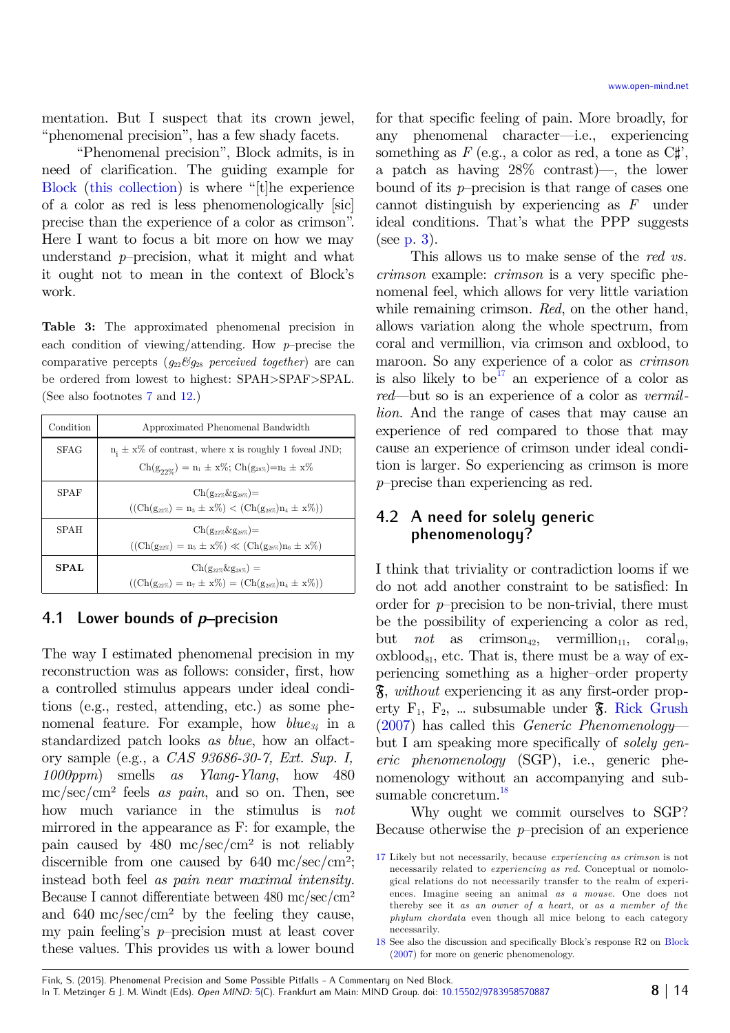mentation. But I suspect that its crown jewel, "phenomenal precision", has a few shady facets.

"Phenomenal precision", Block admits, is in need of clarification. The guiding example for Block (this collection) is where "[t]he experience of a color as red is less phenomenologically [sic] precise than the experience of a color as crimson". Here I want to focus a bit more on how we may understand *p*–precision, what it might and what it ought not to mean in the context of Block's work.

**Table 3:** The approximated phenomenal precision in each condition of viewing/attending. How *p*–precise the comparative percepts (*$g_{22}$&$g_{28}$ perceived together*) are can be ordered from lowest to highest: SPAH>SPAF>SPAL. (See also footnotes 7 and 12.)

| Condition | Approximated Phenomenal Bandwidth |
| --- | --- |
| SFAG | $n_i \pm x\%$ of contrast, where x is roughly 1 foveal JND; $Ch(g_{22\%}) = n_1 \pm x\%$; $Ch(g_{28\%}) = n_2 \pm x\%$ |
| SPAF | $Ch(g_{22\%} \& g_{28\%}) = ((Ch(g_{22\%}) = n_3 \pm x\%) < (Ch(g_{28\%}) n_4 \pm x\%))$ |
| SPAH | $Ch(g_{22\%} \& g_{28\%}) = ((Ch(g_{22\%}) = n_5 \pm x\%) \ll (Ch(g_{28\%}) n_6 \pm x\%)$ |
| **SPAL** | $Ch(g_{22\%} \& g_{28\%}) = ((Ch(g_{22\%}) = n_7 \pm x\%) = (Ch(g_{28\%}) n_4 \pm x\%))$ |

## 4.1 Lower bounds of *p*–precision

The way I estimated phenomenal precision in my reconstruction was as follows: consider, first, how a controlled stimulus appears under ideal conditions (e.g., rested, attending, etc.) as some phenomenal feature. For example, how *$blue_{34}$* in a standardized patch looks *as blue*, how an olfactory sample (e.g., a *CAS 93686-30-7, Ext. Sup. I, 1000ppm*) smells *as Ylang-Ylang*, how 480 mc/sec/cm² feels *as pain*, and so on. Then, see how much variance in the stimulus is *not* mirrored in the appearance as F: for example, the pain caused by 480 mc/sec/cm² is not reliably discernible from one caused by 640 mc/sec/cm²; instead both feel *as pain near maximal intensity*. Because I cannot differentiate between 480 mc/sec/cm² and 640 mc/sec/cm² by the feeling they cause, my pain feeling's *p*–precision must at least cover these values. This provides us with a lower bound for that specific feeling of pain. More broadly, for any phenomenal character—i.e., experiencing something as *F* (e.g., a color as red, a tone as C♯', a patch as having 28% contrast)—, the lower bound of its *p*–precision is that range of cases one cannot distinguish by experiencing as *F* under ideal conditions. That's what the PPP suggests (see p. 3).

This allows us to make sense of the *red vs. crimson* example: *crimson* is a very specific phenomenal feel, which allows for very little variation while remaining crimson. *Red*, on the other hand, allows variation along the whole spectrum, from coral and vermillion, via crimson and oxblood, to maroon. So any experience of a color as *crimson* is also likely to be[17] an experience of a color as *red*—but so is an experience of a color as *vermillion*. And the range of cases that may cause an experience of red compared to those that may cause an experience of crimson under ideal conditions is larger. So experiencing as crimson is more *p*–precise than experiencing as red.

## 4.2 A need for solely generic phenomenology?

I think that triviality or contradiction looms if we do not add another constraint to be satisfied: In order for *p*–precision to be non-trivial, there must be the possibility of experiencing a color as red, but *not* as $crimson_{42}$, $vermillion_{11}$, $coral_{19}$, $oxblood_{81}$, etc. That is, there must be a way of experiencing something as a higher–order property $\mathfrak{F}$, *without* experiencing it as any first-order property $F_1$, $F_2$, … subsumable under $\mathfrak{F}$. Rick Grush (2007) has called this *Generic Phenomenology*—but I am speaking more specifically of *solely generic phenomenology* (SGP), i.e., generic phenomenology without an accompanying and subsumable concretum.[18]

Why ought we commit ourselves to SGP? Because otherwise the *p*–precision of an experience

[17] Likely but not necessarily, because *experiencing as crimson* is not necessarily related to *experiencing as red*. Conceptual or nomological relations do not necessarily transfer to the realm of experiences. Imagine seeing an animal *as a mouse*. One does not thereby see it *as an owner of a heart*, or *as a member of the phylum chordata* even though all mice belong to each category necessarily.

[18] See also the discussion and specifically Block's response R2 on Block (2007) for more on generic phenomenology.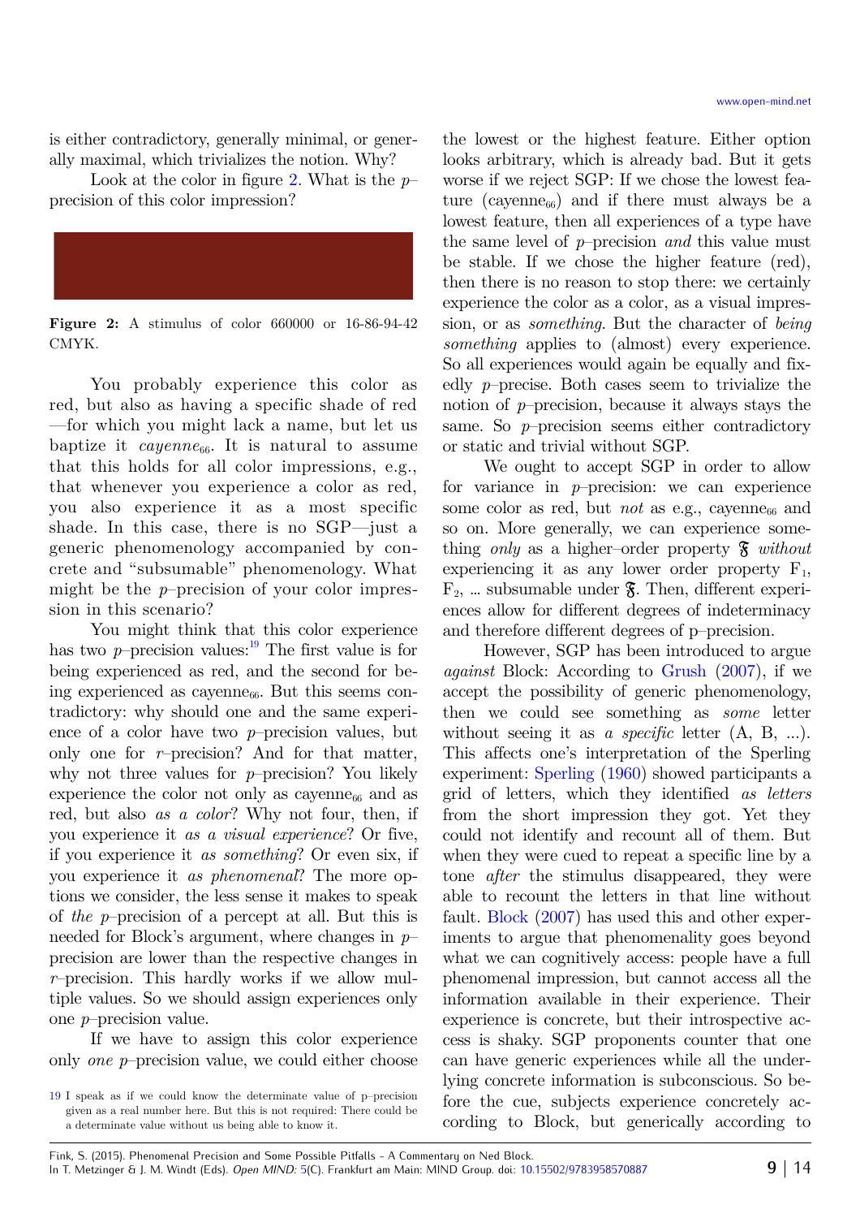is either contradictory, generally minimal, or generally maximal, which trivializes the notion. Why?

Look at the color in figure 2. What is the *p*–precision of this color impression?

**Figure 2:** A stimulus of color 660000 or 16-86-94-42 CMYK.

You probably experience this color as red, but also as having a specific shade of red —for which you might lack a name, but let us baptize it *cayenne*$_{66}$. It is natural to assume that this holds for all color impressions, e.g., that whenever you experience a color as red, you also experience it as a most specific shade. In this case, there is no SGP—just a generic phenomenology accompanied by concrete and "subsumable" phenomenology. What might be the *p*–precision of your color impression in this scenario?

You might think that this color experience has two *p*–precision values:[19] The first value is for being experienced as red, and the second for being experienced as cayenne$_{66}$. But this seems contradictory: why should one and the same experience of a color have two *p*–precision values, but only one for *r*–precision? And for that matter, why not three values for *p*–precision? You likely experience the color not only as cayenne$_{66}$ and as red, but also *as a color*? Why not four, then, if you experience it *as a visual experience*? Or five, if you experience it *as something*? Or even six, if you experience it *as phenomenal*? The more options we consider, the less sense it makes to speak of *the p*–precision of a percept at all. But this is needed for Block's argument, where changes in *p*–precision are lower than the respective changes in *r*–precision. This hardly works if we allow multiple values. So we should assign experiences only one *p*–precision value.

If we have to assign this color experience only *one p*–precision value, we could either choose the lowest or the highest feature. Either option looks arbitrary, which is already bad. But it gets worse if we reject SGP: If we chose the lowest feature (cayenne$_{66}$) and if there must always be a lowest feature, then all experiences of a type have the same level of *p*–precision *and* this value must be stable. If we chose the higher feature (red), then there is no reason to stop there: we certainly experience the color as a color, as a visual impression, or as *something*. But the character of *being something* applies to (almost) every experience. So all experiences would again be equally and fixedly *p*–precise. Both cases seem to trivialize the notion of *p*–precision, because it always stays the same. So *p*–precision seems either contradictory or static and trivial without SGP.

We ought to accept SGP in order to allow for variance in *p*–precision: we can experience some color as red, but *not* as e.g., cayenne$_{66}$ and so on. More generally, we can experience something *only* as a higher–order property $\mathfrak{F}$ *without* experiencing it as any lower order property $F_1$, $F_2$, … subsumable under $\mathfrak{F}$. Then, different experiences allow for different degrees of indeterminacy and therefore different degrees of p–precision.

However, SGP has been introduced to argue *against* Block: According to Grush (2007), if we accept the possibility of generic phenomenology, then we could see something as *some* letter without seeing it as *a specific* letter (A, B, ...). This affects one's interpretation of the Sperling experiment: Sperling (1960) showed participants a grid of letters, which they identified *as letters* from the short impression they got. Yet they could not identify and recount all of them. But when they were cued to repeat a specific line by a tone *after* the stimulus disappeared, they were able to recount the letters in that line without fault. Block (2007) has used this and other experiments to argue that phenomenality goes beyond what we can cognitively access: people have a full phenomenal impression, but cannot access all the information available in their experience. Their experience is concrete, but their introspective access is shaky. SGP proponents counter that one can have generic experiences while all the underlying concrete information is subconscious. So before the cue, subjects experience concretely according to Block, but generically according to

[19] I speak as if we could know the determinate value of p–precision given as a real number here. But this is not required: There could be a determinate value without us being able to know it.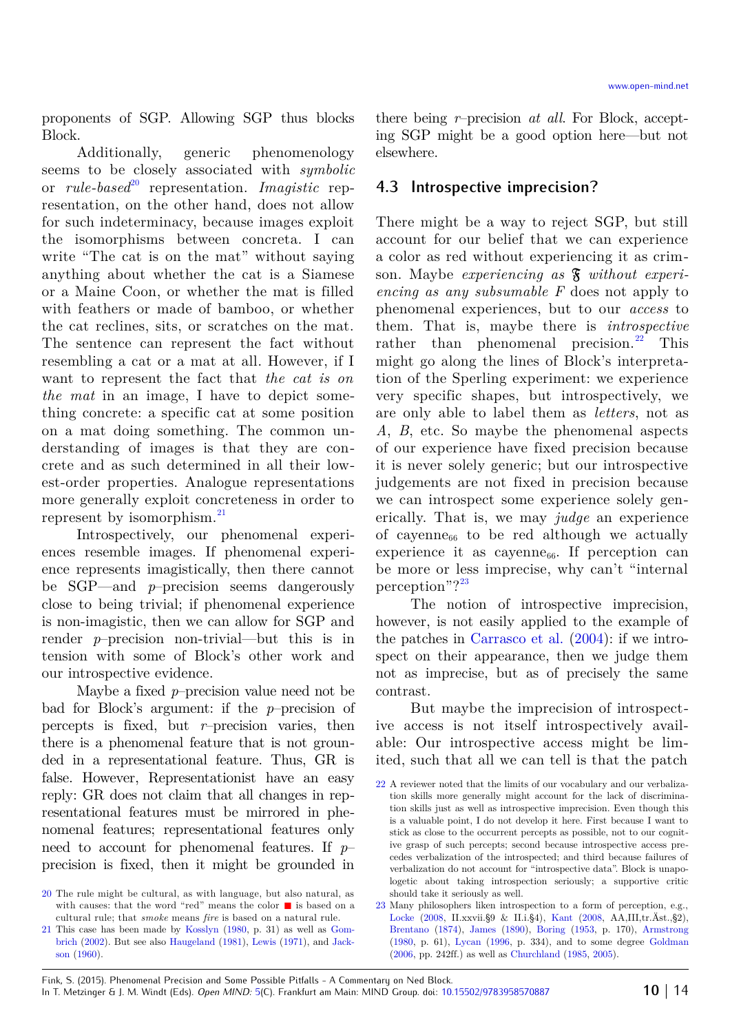proponents of SGP. Allowing SGP thus blocks Block.

Additionally, generic phenomenology seems to be closely associated with *symbolic* or *rule-based*[20] representation. *Imagistic* representation, on the other hand, does not allow for such indeterminacy, because images exploit the isomorphisms between concreta. I can write "The cat is on the mat" without saying anything about whether the cat is a Siamese or a Maine Coon, or whether the mat is filled with feathers or made of bamboo, or whether the cat reclines, sits, or scratches on the mat. The sentence can represent the fact without resembling a cat or a mat at all. However, if I want to represent the fact that *the cat is on the mat* in an image, I have to depict something concrete: a specific cat at some position on a mat doing something. The common understanding of images is that they are concrete and as such determined in all their lowest-order properties. Analogue representations more generally exploit concreteness in order to represent by isomorphism.[21]

Introspectively, our phenomenal experiences resemble images. If phenomenal experience represents imagistically, then there cannot be SGP—and *p*–precision seems dangerously close to being trivial; if phenomenal experience is non-imagistic, then we can allow for SGP and render *p*–precision non-trivial—but this is in tension with some of Block's other work and our introspective evidence.

Maybe a fixed *p*–precision value need not be bad for Block's argument: if the *p*–precision of percepts is fixed, but *r*–precision varies, then there is a phenomenal feature that is not grounded in a representational feature. Thus, GR is false. However, Representationist have an easy reply: GR does not claim that all changes in representational features must be mirrored in phenomenal features; representational features only need to account for phenomenal features. If *p*–precision is fixed, then it might be grounded in there being *r*–precision *at all*. For Block, accepting SGP might be a good option here—but not elsewhere.

## 4.3 Introspective imprecision?

There might be a way to reject SGP, but still account for our belief that we can experience a color as red without experiencing it as crimson. Maybe *experiencing as* $\mathfrak{F}$ *without experiencing as any subsumable F* does not apply to phenomenal experiences, but to our *access* to them. That is, maybe there is *introspective* rather than phenomenal precision.[22] This might go along the lines of Block's interpretation of the Sperling experiment: we experience very specific shapes, but introspectively, we are only able to label them as *letters*, not as *A*, *B*, etc. So maybe the phenomenal aspects of our experience have fixed precision because it is never solely generic; but our introspective judgements are not fixed in precision because we can introspect some experience solely generically. That is, we may *judge* an experience of $\text{cayenne}_{66}$ to be red although we actually experience it as $\text{cayenne}_{66}$. If perception can be more or less imprecise, why can't "internal perception"?[23]

The notion of introspective imprecision, however, is not easily applied to the example of the patches in Carrasco et al. (2004): if we introspect on their appearance, then we judge them not as imprecise, but as of precisely the same contrast.

But maybe the imprecision of introspective access is not itself introspectively available: Our introspective access might be limited, such that all we can tell is that the patch

20 The rule might be cultural, as with language, but also natural, as with causes: that the word "red" means the color ■ is based on a cultural rule; that *smoke* means *fire* is based on a natural rule.

21 This case has been made by Kosslyn (1980, p. 31) as well as Gombrich (2002). But see also Haugeland (1981), Lewis (1971), and Jackson (1960).

22 A reviewer noted that the limits of our vocabulary and our verbalization skills more generally might account for the lack of discrimination skills just as well as introspective imprecision. Even though this is a valuable point, I do not develop it here. First because I want to stick as close to the occurrent percepts as possible, not to our cognitive grasp of such percepts; second because introspective access precedes verbalization of the introspected; and third because failures of verbalization do not account for "introspective data". Block is unapologetic about taking introspection seriously; a supportive critic should take it seriously as well.

23 Many philosophers liken introspection to a form of perception, e.g., Locke (2008, II.xxvii.§9 & II.i.§4), Kant (2008, AA,III,tr.Äst.,§2), Brentano (1874), James (1890), Boring (1953, p. 170), Armstrong (1980, p. 61), Lycan (1996, p. 334), and to some degree Goldman (2006, pp. 242ff.) as well as Churchland (1985, 2005).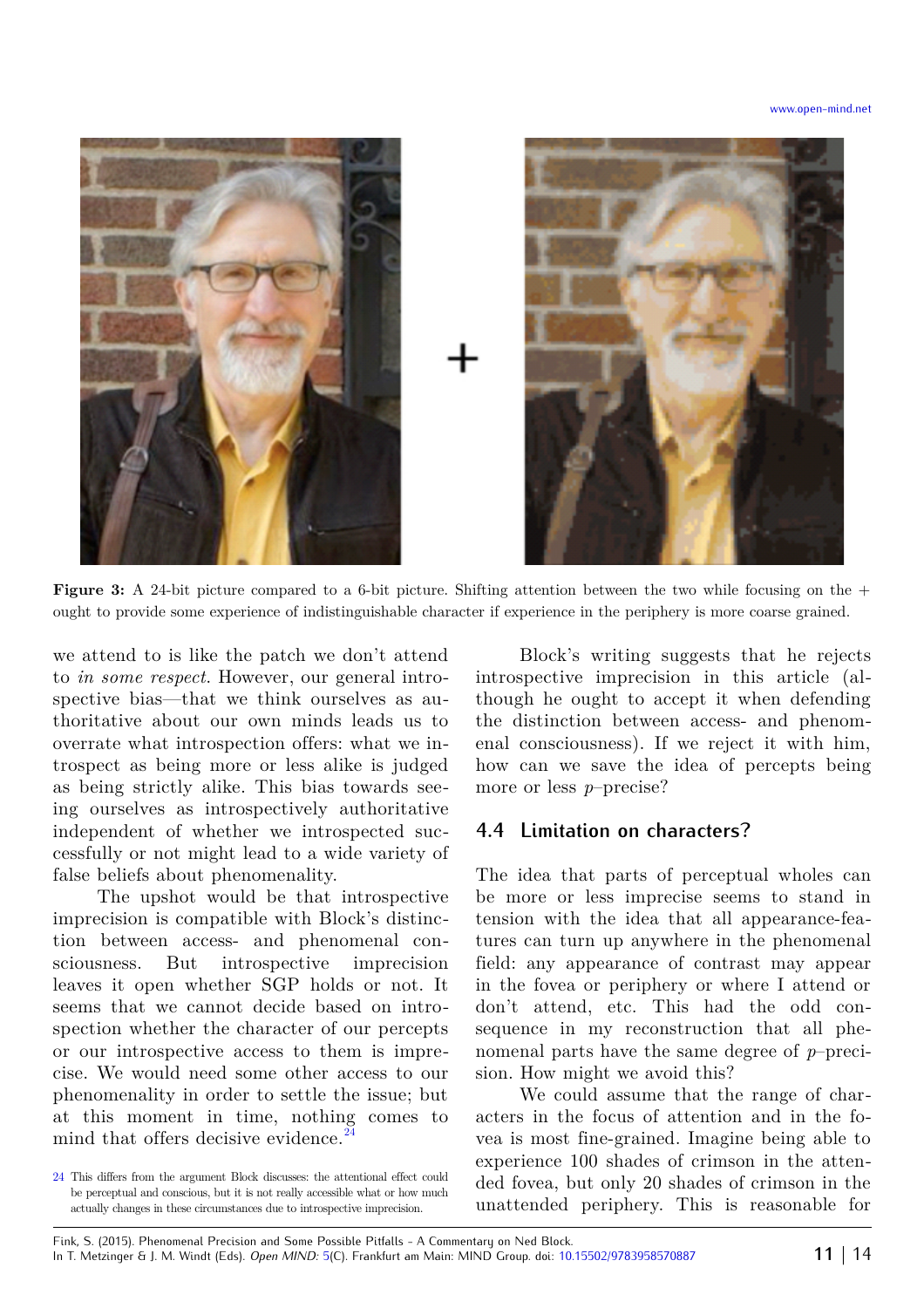**Figure 3:** A 24-bit picture compared to a 6-bit picture. Shifting attention between the two while focusing on the + ought to provide some experience of indistinguishable character if experience in the periphery is more coarse grained.

we attend to is like the patch we don't attend to *in some respect*. However, our general introspective bias—that we think ourselves as authoritative about our own minds leads us to overrate what introspection offers: what we introspect as being more or less alike is judged as being strictly alike. This bias towards seeing ourselves as introspectively authoritative independent of whether we introspected successfully or not might lead to a wide variety of false beliefs about phenomenality.

The upshot would be that introspective imprecision is compatible with Block's distinction between access- and phenomenal consciousness. But introspective imprecision leaves it open whether SGP holds or not. It seems that we cannot decide based on introspection whether the character of our percepts or our introspective access to them is imprecise. We would need some other access to our phenomenality in order to settle the issue; but at this moment in time, nothing comes to mind that offers decisive evidence.[24]

Block's writing suggests that he rejects introspective imprecision in this article (although he ought to accept it when defending the distinction between access- and phenomenal consciousness). If we reject it with him, how can we save the idea of percepts being more or less *p*–precise?

## 4.4 Limitation on characters?

The idea that parts of perceptual wholes can be more or less imprecise seems to stand in tension with the idea that all appearance-features can turn up anywhere in the phenomenal field: any appearance of contrast may appear in the fovea or periphery or where I attend or don't attend, etc. This had the odd consequence in my reconstruction that all phenomenal parts have the same degree of *p*–precision. How might we avoid this?

We could assume that the range of characters in the focus of attention and in the fovea is most fine-grained. Imagine being able to experience 100 shades of crimson in the attended fovea, but only 20 shades of crimson in the unattended periphery. This is reasonable for

24 This differs from the argument Block discusses: the attentional effect could be perceptual and conscious, but it is not really accessible what or how much actually changes in these circumstances due to introspective imprecision.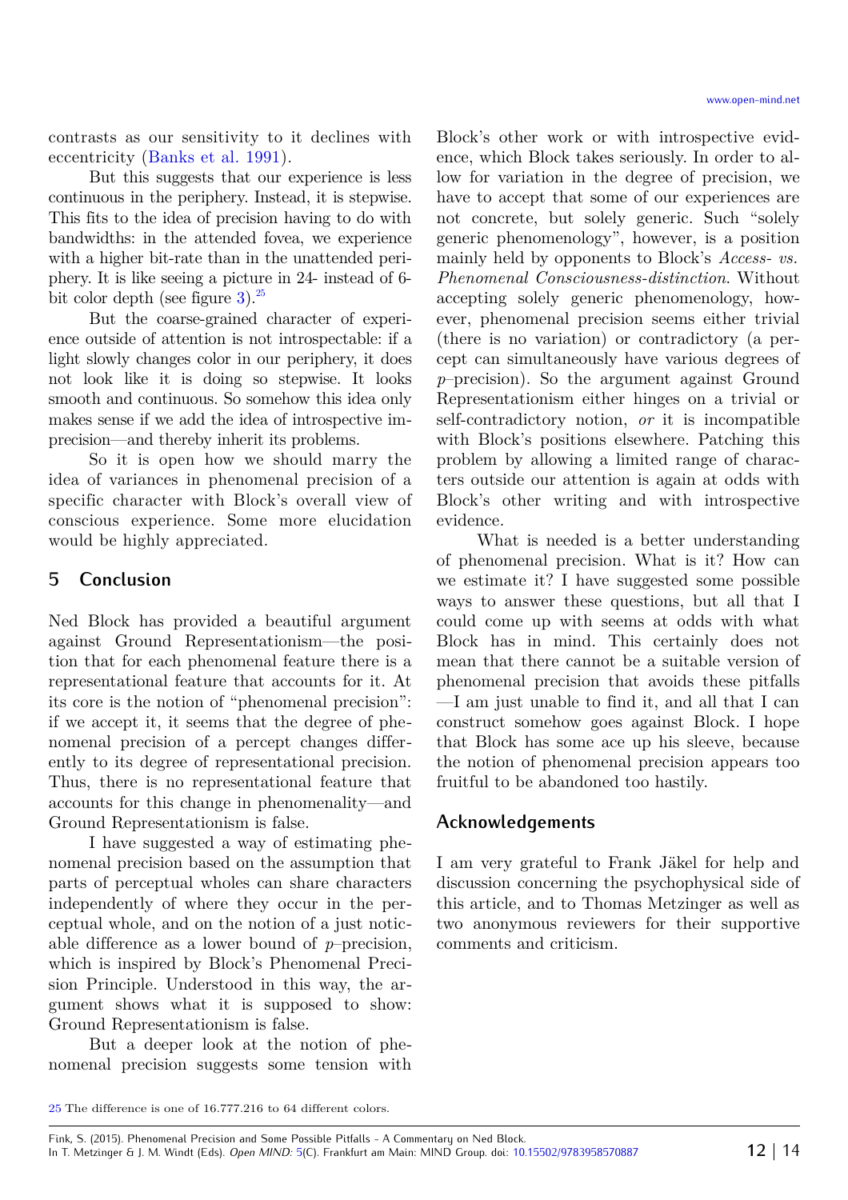contrasts as our sensitivity to it declines with eccentricity (Banks et al. 1991).

But this suggests that our experience is less continuous in the periphery. Instead, it is stepwise. This fits to the idea of precision having to do with bandwidths: in the attended fovea, we experience with a higher bit-rate than in the unattended periphery. It is like seeing a picture in 24- instead of 6-bit color depth (see figure 3).[25]

But the coarse-grained character of experience outside of attention is not introspectable: if a light slowly changes color in our periphery, it does not look like it is doing so stepwise. It looks smooth and continuous. So somehow this idea only makes sense if we add the idea of introspective imprecision—and thereby inherit its problems.

So it is open how we should marry the idea of variances in phenomenal precision of a specific character with Block's overall view of conscious experience. Some more elucidation would be highly appreciated.

## 5 Conclusion

Ned Block has provided a beautiful argument against Ground Representationism—the position that for each phenomenal feature there is a representational feature that accounts for it. At its core is the notion of "phenomenal precision": if we accept it, it seems that the degree of phenomenal precision of a percept changes differently to its degree of representational precision. Thus, there is no representational feature that accounts for this change in phenomenality—and Ground Representationism is false.

I have suggested a way of estimating phenomenal precision based on the assumption that parts of perceptual wholes can share characters independently of where they occur in the perceptual whole, and on the notion of a just noticable difference as a lower bound of *p*–precision, which is inspired by Block's Phenomenal Precision Principle. Understood in this way, the argument shows what it is supposed to show: Ground Representationism is false.

But a deeper look at the notion of phenomenal precision suggests some tension with Block's other work or with introspective evidence, which Block takes seriously. In order to allow for variation in the degree of precision, we have to accept that some of our experiences are not concrete, but solely generic. Such "solely generic phenomenology", however, is a position mainly held by opponents to Block's *Access- vs. Phenomenal Consciousness-distinction*. Without accepting solely generic phenomenology, however, phenomenal precision seems either trivial (there is no variation) or contradictory (a percept can simultaneously have various degrees of *p*–precision). So the argument against Ground Representationism either hinges on a trivial or self-contradictory notion, *or* it is incompatible with Block's positions elsewhere. Patching this problem by allowing a limited range of characters outside our attention is again at odds with Block's other writing and with introspective evidence.

What is needed is a better understanding of phenomenal precision. What is it? How can we estimate it? I have suggested some possible ways to answer these questions, but all that I could come up with seems at odds with what Block has in mind. This certainly does not mean that there cannot be a suitable version of phenomenal precision that avoids these pitfalls —I am just unable to find it, and all that I can construct somehow goes against Block. I hope that Block has some ace up his sleeve, because the notion of phenomenal precision appears too fruitful to be abandoned too hastily.

## Acknowledgements

I am very grateful to Frank Jäkel for help and discussion concerning the psychophysical side of this article, and to Thomas Metzinger as well as two anonymous reviewers for their supportive comments and criticism.

[25] The difference is one of 16.777.216 to 64 different colors.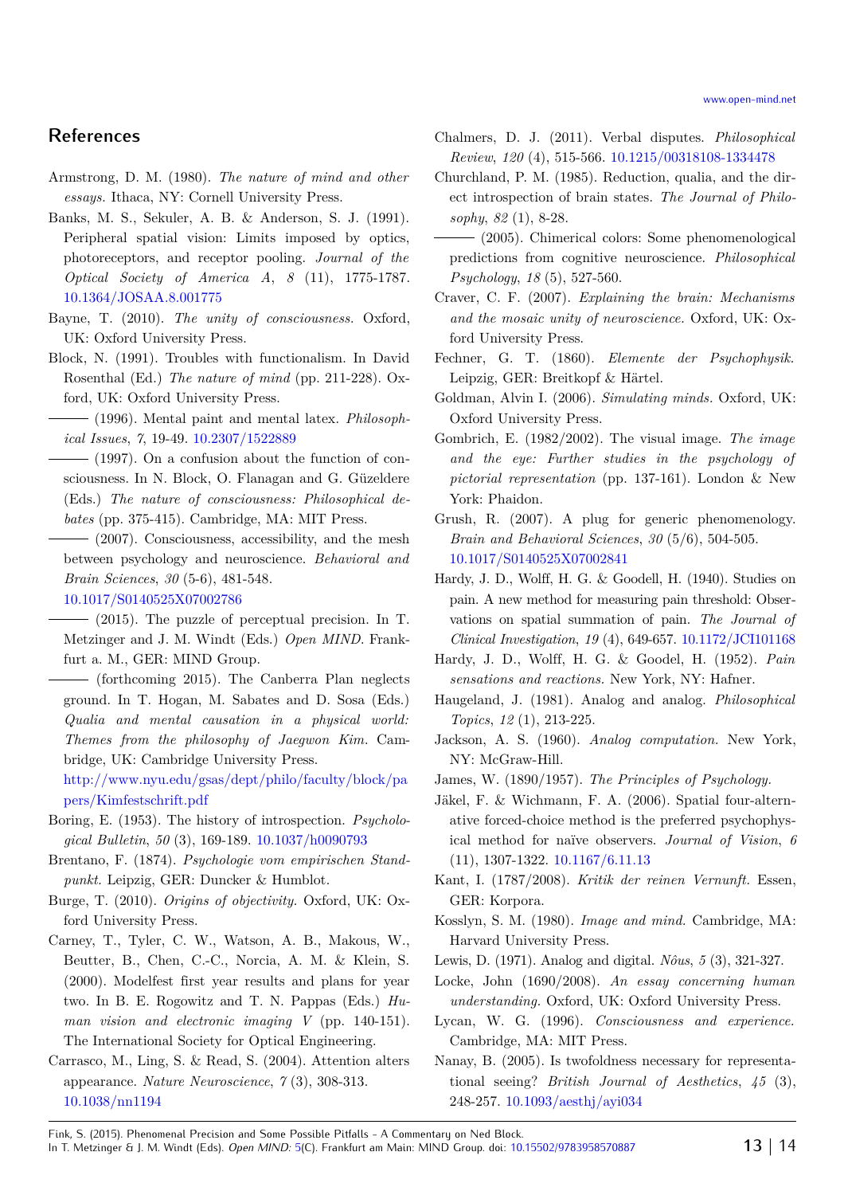## References

Armstrong, D. M. (1980). *The nature of mind and other essays.* Ithaca, NY: Cornell University Press.

Banks, M. S., Sekuler, A. B. & Anderson, S. J. (1991). Peripheral spatial vision: Limits imposed by optics, photoreceptors, and receptor pooling. *Journal of the Optical Society of America A*, *8* (11), 1775-1787. 10.1364/JOSAA.8.001775

Bayne, T. (2010). *The unity of consciousness.* Oxford, UK: Oxford University Press.

Block, N. (1991). Troubles with functionalism. In David Rosenthal (Ed.) *The nature of mind* (pp. 211-228). Oxford, UK: Oxford University Press.

——— (1996). Mental paint and mental latex. *Philosophical Issues*, *7*, 19-49. 10.2307/1522889

——— (1997). On a confusion about the function of consciousness. In N. Block, O. Flanagan and G. Güzeldere (Eds.) *The nature of consciousness: Philosophical debates* (pp. 375-415). Cambridge, MA: MIT Press.

——— (2007). Consciousness, accessibility, and the mesh between psychology and neuroscience. *Behavioral and Brain Sciences*, *30* (5-6), 481-548. 10.1017/S0140525X07002786

——— (2015). The puzzle of perceptual precision. In T. Metzinger and J. M. Windt (Eds.) *Open MIND.* Frankfurt a. M., GER: MIND Group.

——— (forthcoming 2015). The Canberra Plan neglects ground. In T. Hogan, M. Sabates and D. Sosa (Eds.) *Qualia and mental causation in a physical world: Themes from the philosophy of Jaegwon Kim.* Cambridge, UK: Cambridge University Press. http://www.nyu.edu/gsas/dept/philo/faculty/block/papers/Kimfestschrift.pdf

Boring, E. (1953). The history of introspection. *Psychological Bulletin*, *50* (3), 169-189. 10.1037/h0090793

Brentano, F. (1874). *Psychologie vom empirischen Standpunkt.* Leipzig, GER: Duncker & Humblot.

Burge, T. (2010). *Origins of objectivity.* Oxford, UK: Oxford University Press.

Carney, T., Tyler, C. W., Watson, A. B., Makous, W., Beutter, B., Chen, C.-C., Norcia, A. M. & Klein, S. (2000). Modelfest first year results and plans for year two. In B. E. Rogowitz and T. N. Pappas (Eds.) *Human vision and electronic imaging V* (pp. 140-151). The International Society for Optical Engineering.

Carrasco, M., Ling, S. & Read, S. (2004). Attention alters appearance. *Nature Neuroscience*, *7* (3), 308-313. 10.1038/nn1194

Chalmers, D. J. (2011). Verbal disputes. *Philosophical Review*, *120* (4), 515-566. 10.1215/00318108-1334478

Churchland, P. M. (1985). Reduction, qualia, and the direct introspection of brain states. *The Journal of Philosophy*, *82* (1), 8-28.

——— (2005). Chimerical colors: Some phenomenological predictions from cognitive neuroscience. *Philosophical Psychology*, *18* (5), 527-560.

Craver, C. F. (2007). *Explaining the brain: Mechanisms and the mosaic unity of neuroscience.* Oxford, UK: Oxford University Press.

Fechner, G. T. (1860). *Elemente der Psychophysik.* Leipzig, GER: Breitkopf & Härtel.

Goldman, Alvin I. (2006). *Simulating minds.* Oxford, UK: Oxford University Press.

Gombrich, E. (1982/2002). The visual image. *The image and the eye: Further studies in the psychology of pictorial representation* (pp. 137-161). London & New York: Phaidon.

Grush, R. (2007). A plug for generic phenomenology. *Brain and Behavioral Sciences*, *30* (5/6), 504-505. 10.1017/S0140525X07002841

Hardy, J. D., Wolff, H. G. & Goodell, H. (1940). Studies on pain. A new method for measuring pain threshold: Observations on spatial summation of pain. *The Journal of Clinical Investigation*, *19* (4), 649-657. 10.1172/JCI101168

Hardy, J. D., Wolff, H. G. & Goodel, H. (1952). *Pain sensations and reactions.* New York, NY: Hafner.

Haugeland, J. (1981). Analog and analog. *Philosophical Topics*, *12* (1), 213-225.

Jackson, A. S. (1960). *Analog computation.* New York, NY: McGraw-Hill.

James, W. (1890/1957). *The Principles of Psychology.*

Jäkel, F. & Wichmann, F. A. (2006). Spatial four-alternative forced-choice method is the preferred psychophysical method for naïve observers. *Journal of Vision*, *6* (11), 1307-1322. 10.1167/6.11.13

Kant, I. (1787/2008). *Kritik der reinen Vernunft.* Essen, GER: Korpora.

Kosslyn, S. M. (1980). *Image and mind.* Cambridge, MA: Harvard University Press.

Lewis, D. (1971). Analog and digital. *Nôus*, *5* (3), 321-327.

Locke, John (1690/2008). *An essay concerning human understanding.* Oxford, UK: Oxford University Press.

Lycan, W. G. (1996). *Consciousness and experience.* Cambridge, MA: MIT Press.

Nanay, B. (2005). Is twofoldness necessary for representational seeing? *British Journal of Aesthetics*, *45* (3), 248-257. 10.1093/aesthj/ayi034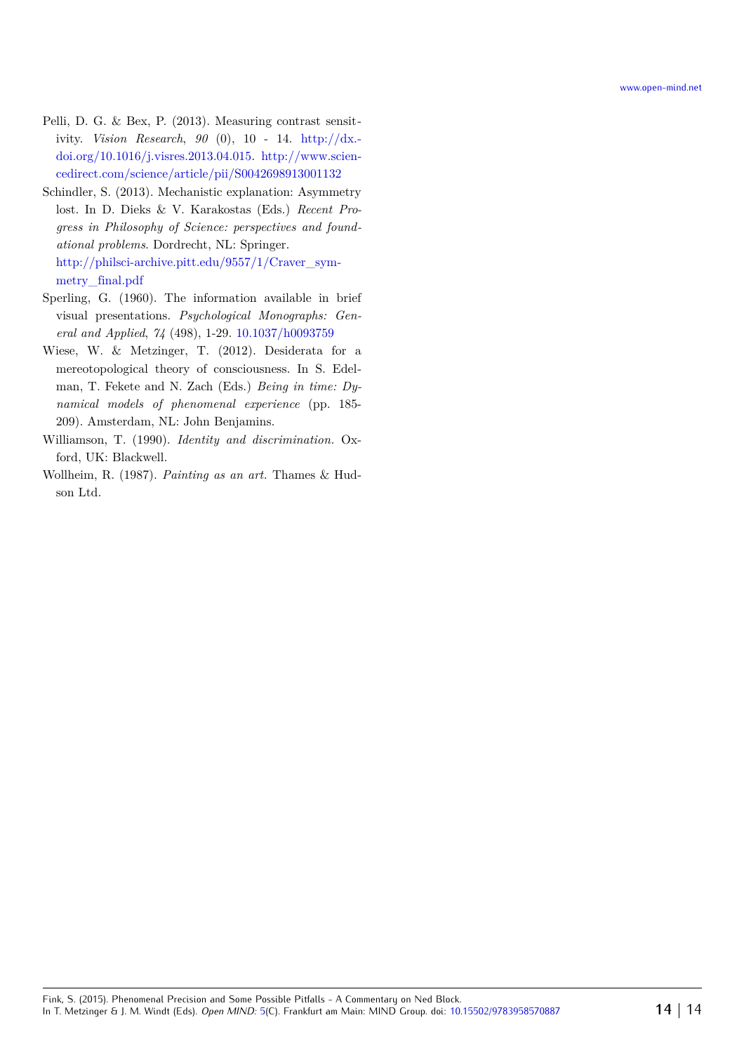Pelli, D. G. & Bex, P. (2013). Measuring contrast sensitivity. *Vision Research*, *90* (0), 10 - 14. http://dx.doi.org/10.1016/j.visres.2013.04.015. http://www.sciencedirect.com/science/article/pii/S0042698913001132

Schindler, S. (2013). Mechanistic explanation: Asymmetry lost. In D. Dieks & V. Karakostas (Eds.) *Recent Progress in Philosophy of Science: perspectives and foundational problems*. Dordrecht, NL: Springer. http://philsci-archive.pitt.edu/9557/1/Craver_symmetry_final.pdf

Sperling, G. (1960). The information available in brief visual presentations. *Psychological Monographs: General and Applied*, *74* (498), 1-29. 10.1037/h0093759

Wiese, W. & Metzinger, T. (2012). Desiderata for a mereotopological theory of consciousness. In S. Edelman, T. Fekete and N. Zach (Eds.) *Being in time: Dynamical models of phenomenal experience* (pp. 185-209). Amsterdam, NL: John Benjamins.

Williamson, T. (1990). *Identity and discrimination.* Oxford, UK: Blackwell.

Wollheim, R. (1987). *Painting as an art.* Thames & Hudson Ltd.